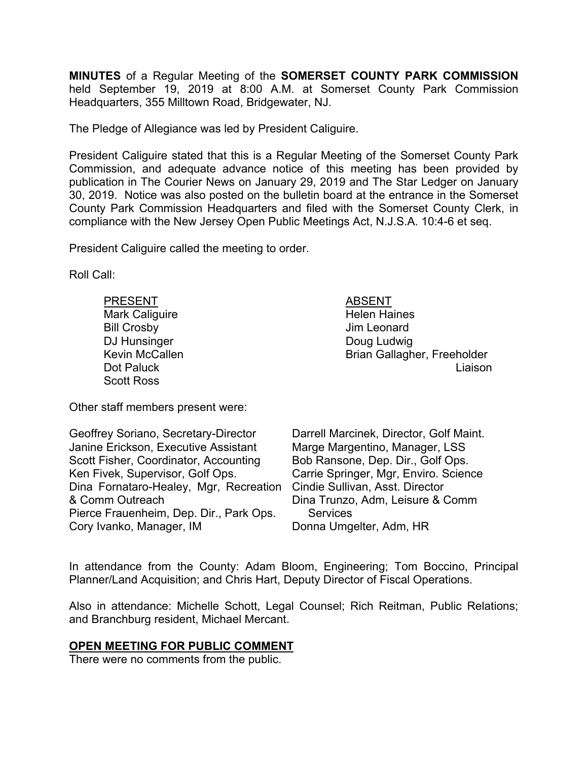**MINUTES** of a Regular Meeting of the **SOMERSET COUNTY PARK COMMISSION** held September 19, 2019 at 8:00 A.M. at Somerset County Park Commission Headquarters, 355 Milltown Road, Bridgewater, NJ.

The Pledge of Allegiance was led by President Caliguire.

President Caliguire stated that this is a Regular Meeting of the Somerset County Park Commission, and adequate advance notice of this meeting has been provided by publication in The Courier News on January 29, 2019 and The Star Ledger on January 30, 2019. Notice was also posted on the bulletin board at the entrance in the Somerset County Park Commission Headquarters and filed with the Somerset County Clerk, in compliance with the New Jersey Open Public Meetings Act, N.J.S.A. 10:4-6 et seq.

President Caliguire called the meeting to order.

Roll Call:

| PRESENT | ABSENT |
|---|---|
| Mark Caliguire | Helen Haines |
| Bill Crosby | Jim Leonard |
| DJ Hunsinger | Doug Ludwig |
| Kevin McCallen | Brian Gallagher, Freeholder Liaison |
| Dot Paluck | |
| Scott Ross | |

Other staff members present were:

| | |
|---|---|
| Geoffrey Soriano, Secretary-Director | Darrell Marcinek, Director, Golf Maint. |
| Janine Erickson, Executive Assistant | Marge Margentino, Manager, LSS |
| Scott Fisher, Coordinator, Accounting | Bob Ransone, Dep. Dir., Golf Ops. |
| Ken Fivek, Supervisor, Golf Ops. | Carrie Springer, Mgr, Enviro. Science |
| Dina Fornataro-Healey, Mgr, Recreation & Comm Outreach | Cindie Sullivan, Asst. Director |
| Pierce Frauenheim, Dep. Dir., Park Ops. | Dina Trunzo, Adm, Leisure & Comm Services |
| Cory Ivanko, Manager, IM | Donna Umgelter, Adm, HR |

In attendance from the County: Adam Bloom, Engineering; Tom Boccino, Principal Planner/Land Acquisition; and Chris Hart, Deputy Director of Fiscal Operations.

Also in attendance: Michelle Schott, Legal Counsel; Rich Reitman, Public Relations; and Branchburg resident, Michael Mercant.

**OPEN MEETING FOR PUBLIC COMMENT**

There were no comments from the public.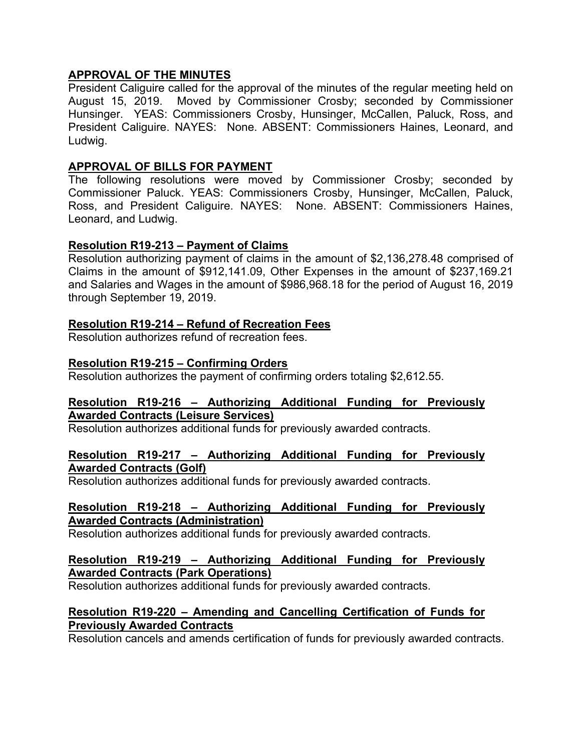## APPROVAL OF THE MINUTES

President Caliguire called for the approval of the minutes of the regular meeting held on August 15, 2019. Moved by Commissioner Crosby; seconded by Commissioner Hunsinger. YEAS: Commissioners Crosby, Hunsinger, McCallen, Paluck, Ross, and President Caliguire. NAYES: None. ABSENT: Commissioners Haines, Leonard, and Ludwig.

## APPROVAL OF BILLS FOR PAYMENT

The following resolutions were moved by Commissioner Crosby; seconded by Commissioner Paluck. YEAS: Commissioners Crosby, Hunsinger, McCallen, Paluck, Ross, and President Caliguire. NAYES: None. ABSENT: Commissioners Haines, Leonard, and Ludwig.

### Resolution R19-213 – Payment of Claims

Resolution authorizing payment of claims in the amount of $2,136,278.48 comprised of Claims in the amount of $912,141.09, Other Expenses in the amount of $237,169.21 and Salaries and Wages in the amount of $986,968.18 for the period of August 16, 2019 through September 19, 2019.

### Resolution R19-214 – Refund of Recreation Fees

Resolution authorizes refund of recreation fees.

### Resolution R19-215 – Confirming Orders

Resolution authorizes the payment of confirming orders totaling $2,612.55.

### Resolution R19-216 – Authorizing Additional Funding for Previously Awarded Contracts (Leisure Services)

Resolution authorizes additional funds for previously awarded contracts.

### Resolution R19-217 – Authorizing Additional Funding for Previously Awarded Contracts (Golf)

Resolution authorizes additional funds for previously awarded contracts.

### Resolution R19-218 – Authorizing Additional Funding for Previously Awarded Contracts (Administration)

Resolution authorizes additional funds for previously awarded contracts.

### Resolution R19-219 – Authorizing Additional Funding for Previously Awarded Contracts (Park Operations)

Resolution authorizes additional funds for previously awarded contracts.

### Resolution R19-220 – Amending and Cancelling Certification of Funds for Previously Awarded Contracts

Resolution cancels and amends certification of funds for previously awarded contracts.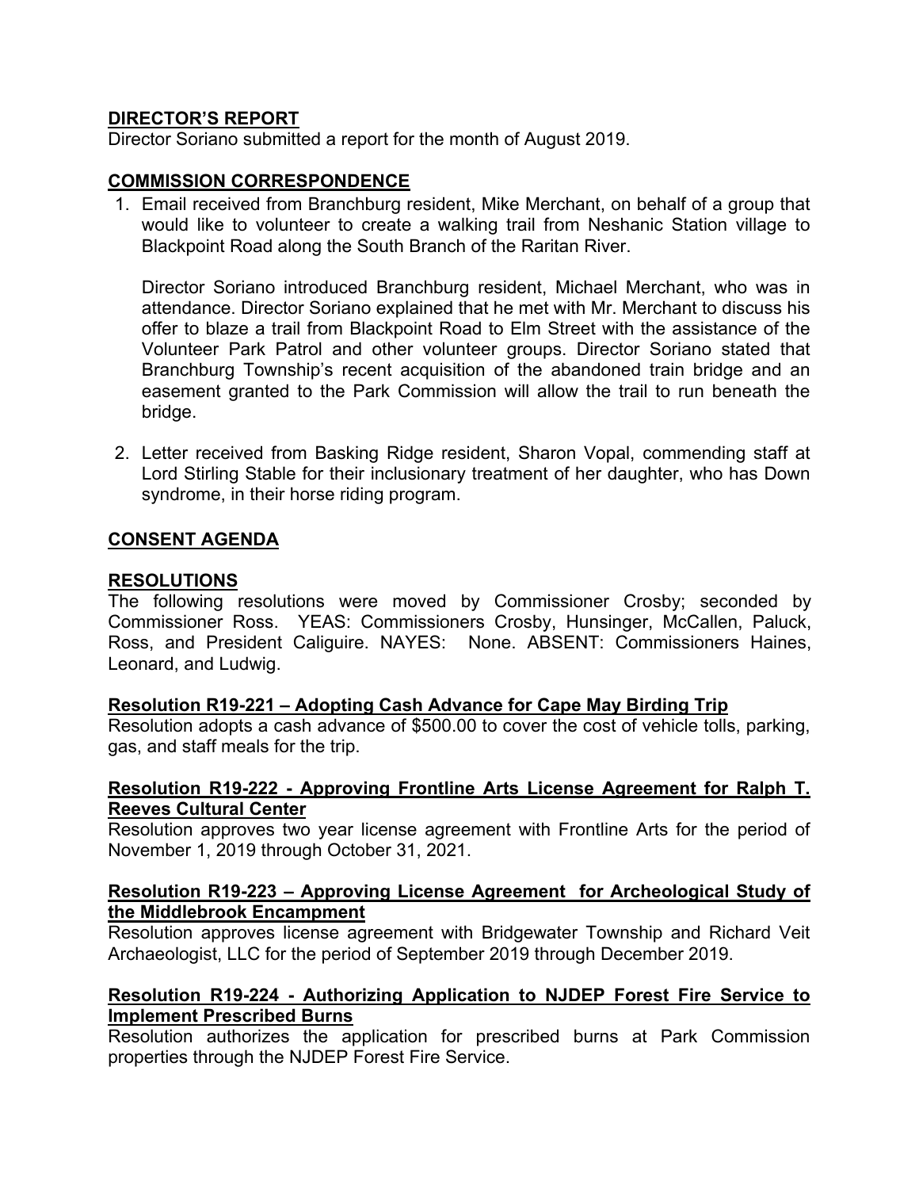**DIRECTOR'S REPORT**

Director Soriano submitted a report for the month of August 2019.

**COMMISSION CORRESPONDENCE**

1. Email received from Branchburg resident, Mike Merchant, on behalf of a group that would like to volunteer to create a walking trail from Neshanic Station village to Blackpoint Road along the South Branch of the Raritan River.

   Director Soriano introduced Branchburg resident, Michael Merchant, who was in attendance. Director Soriano explained that he met with Mr. Merchant to discuss his offer to blaze a trail from Blackpoint Road to Elm Street with the assistance of the Volunteer Park Patrol and other volunteer groups. Director Soriano stated that Branchburg Township's recent acquisition of the abandoned train bridge and an easement granted to the Park Commission will allow the trail to run beneath the bridge.

2. Letter received from Basking Ridge resident, Sharon Vopal, commending staff at Lord Stirling Stable for their inclusionary treatment of her daughter, who has Down syndrome, in their horse riding program.

**CONSENT AGENDA**

**RESOLUTIONS**

The following resolutions were moved by Commissioner Crosby; seconded by Commissioner Ross. YEAS: Commissioners Crosby, Hunsinger, McCallen, Paluck, Ross, and President Caliguire. NAYES: None. ABSENT: Commissioners Haines, Leonard, and Ludwig.

**Resolution R19-221 – Adopting Cash Advance for Cape May Birding Trip**

Resolution adopts a cash advance of $500.00 to cover the cost of vehicle tolls, parking, gas, and staff meals for the trip.

**Resolution R19-222 - Approving Frontline Arts License Agreement for Ralph T. Reeves Cultural Center**

Resolution approves two year license agreement with Frontline Arts for the period of November 1, 2019 through October 31, 2021.

**Resolution R19-223 – Approving License Agreement for Archeological Study of the Middlebrook Encampment**

Resolution approves license agreement with Bridgewater Township and Richard Veit Archaeologist, LLC for the period of September 2019 through December 2019.

**Resolution R19-224 - Authorizing Application to NJDEP Forest Fire Service to Implement Prescribed Burns**

Resolution authorizes the application for prescribed burns at Park Commission properties through the NJDEP Forest Fire Service.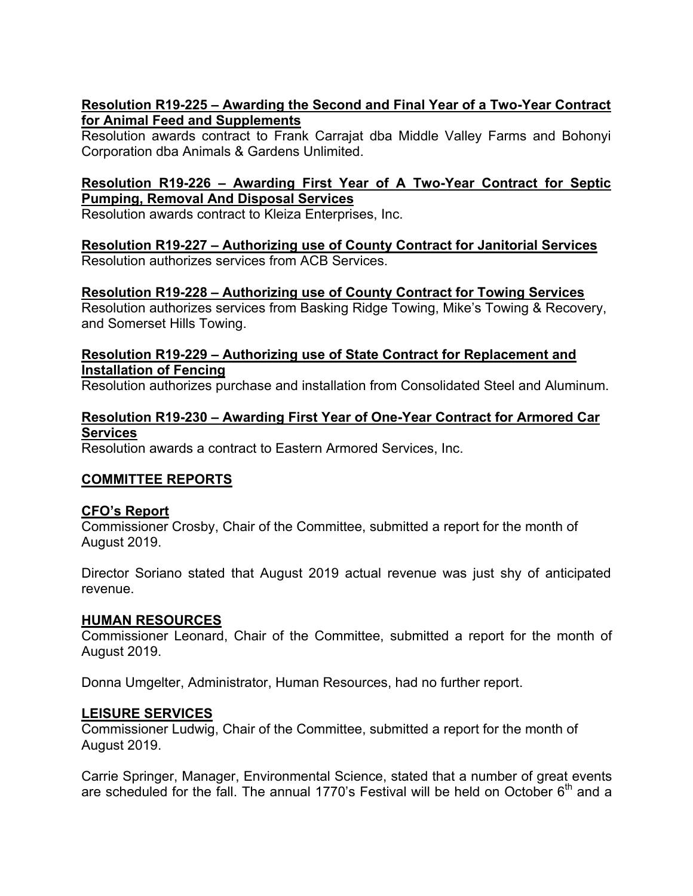**Resolution R19-225 – Awarding the Second and Final Year of a Two-Year Contract for Animal Feed and Supplements**
Resolution awards contract to Frank Carrajat dba Middle Valley Farms and Bohonyi Corporation dba Animals & Gardens Unlimited.

**Resolution R19-226 – Awarding First Year of A Two-Year Contract for Septic Pumping, Removal And Disposal Services**
Resolution awards contract to Kleiza Enterprises, Inc.

**Resolution R19-227 – Authorizing use of County Contract for Janitorial Services**
Resolution authorizes services from ACB Services.

**Resolution R19-228 – Authorizing use of County Contract for Towing Services**
Resolution authorizes services from Basking Ridge Towing, Mike's Towing & Recovery, and Somerset Hills Towing.

**Resolution R19-229 – Authorizing use of State Contract for Replacement and Installation of Fencing**
Resolution authorizes purchase and installation from Consolidated Steel and Aluminum.

**Resolution R19-230 – Awarding First Year of One-Year Contract for Armored Car Services**
Resolution awards a contract to Eastern Armored Services, Inc.

## COMMITTEE REPORTS

**CFO's Report**
Commissioner Crosby, Chair of the Committee, submitted a report for the month of August 2019.

Director Soriano stated that August 2019 actual revenue was just shy of anticipated revenue.

**HUMAN RESOURCES**
Commissioner Leonard, Chair of the Committee, submitted a report for the month of August 2019.

Donna Umgelter, Administrator, Human Resources, had no further report.

**LEISURE SERVICES**
Commissioner Ludwig, Chair of the Committee, submitted a report for the month of August 2019.

Carrie Springer, Manager, Environmental Science, stated that a number of great events are scheduled for the fall. The annual 1770's Festival will be held on October 6th and a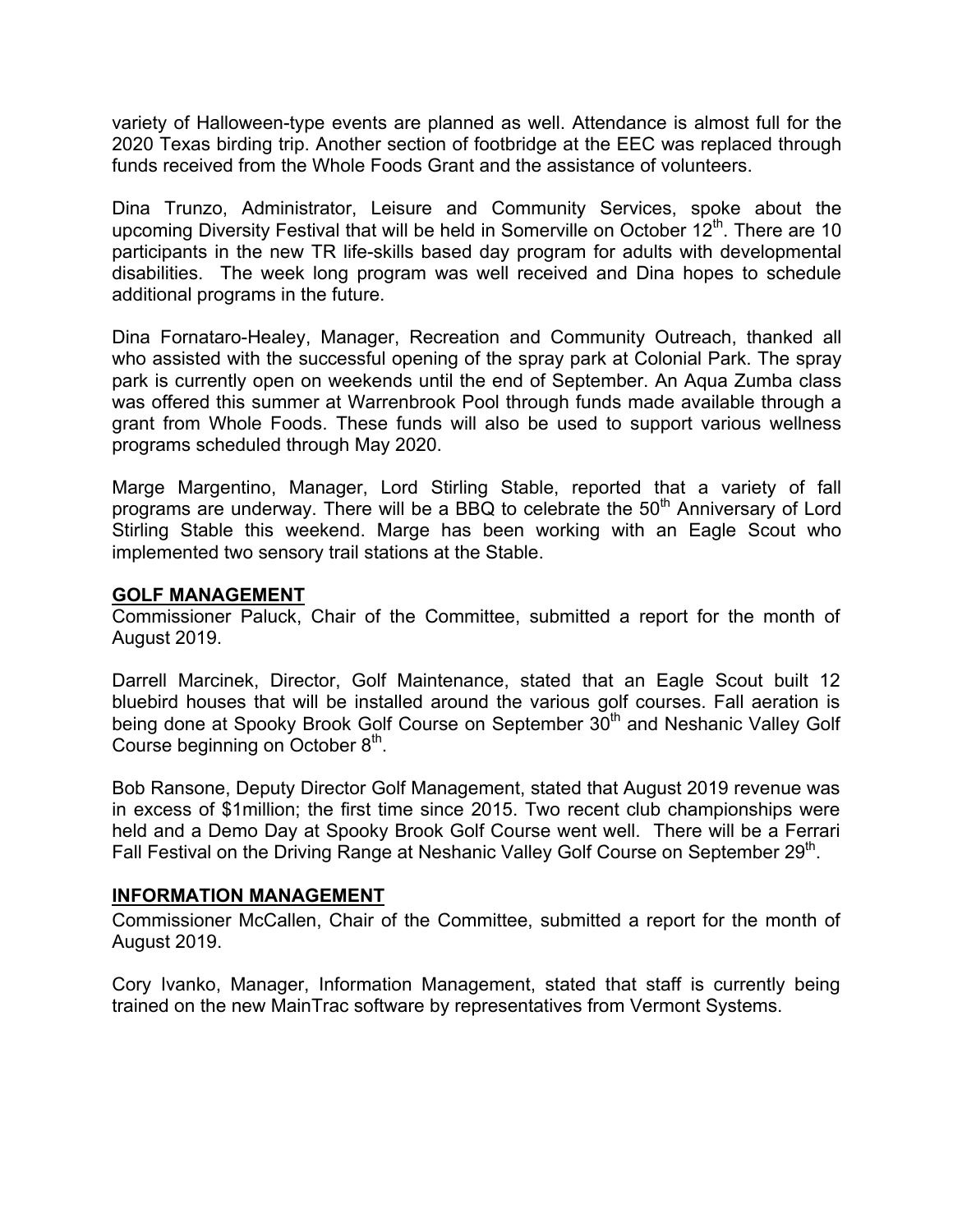variety of Halloween-type events are planned as well. Attendance is almost full for the 2020 Texas birding trip. Another section of footbridge at the EEC was replaced through funds received from the Whole Foods Grant and the assistance of volunteers.

Dina Trunzo, Administrator, Leisure and Community Services, spoke about the upcoming Diversity Festival that will be held in Somerville on October 12th. There are 10 participants in the new TR life-skills based day program for adults with developmental disabilities. The week long program was well received and Dina hopes to schedule additional programs in the future.

Dina Fornataro-Healey, Manager, Recreation and Community Outreach, thanked all who assisted with the successful opening of the spray park at Colonial Park. The spray park is currently open on weekends until the end of September. An Aqua Zumba class was offered this summer at Warrenbrook Pool through funds made available through a grant from Whole Foods. These funds will also be used to support various wellness programs scheduled through May 2020.

Marge Margentino, Manager, Lord Stirling Stable, reported that a variety of fall programs are underway. There will be a BBQ to celebrate the 50th Anniversary of Lord Stirling Stable this weekend. Marge has been working with an Eagle Scout who implemented two sensory trail stations at the Stable.

**GOLF MANAGEMENT**

Commissioner Paluck, Chair of the Committee, submitted a report for the month of August 2019.

Darrell Marcinek, Director, Golf Maintenance, stated that an Eagle Scout built 12 bluebird houses that will be installed around the various golf courses. Fall aeration is being done at Spooky Brook Golf Course on September 30th and Neshanic Valley Golf Course beginning on October 8th.

Bob Ransone, Deputy Director Golf Management, stated that August 2019 revenue was in excess of $1million; the first time since 2015. Two recent club championships were held and a Demo Day at Spooky Brook Golf Course went well. There will be a Ferrari Fall Festival on the Driving Range at Neshanic Valley Golf Course on September 29th.

**INFORMATION MANAGEMENT**

Commissioner McCallen, Chair of the Committee, submitted a report for the month of August 2019.

Cory Ivanko, Manager, Information Management, stated that staff is currently being trained on the new MainTrac software by representatives from Vermont Systems.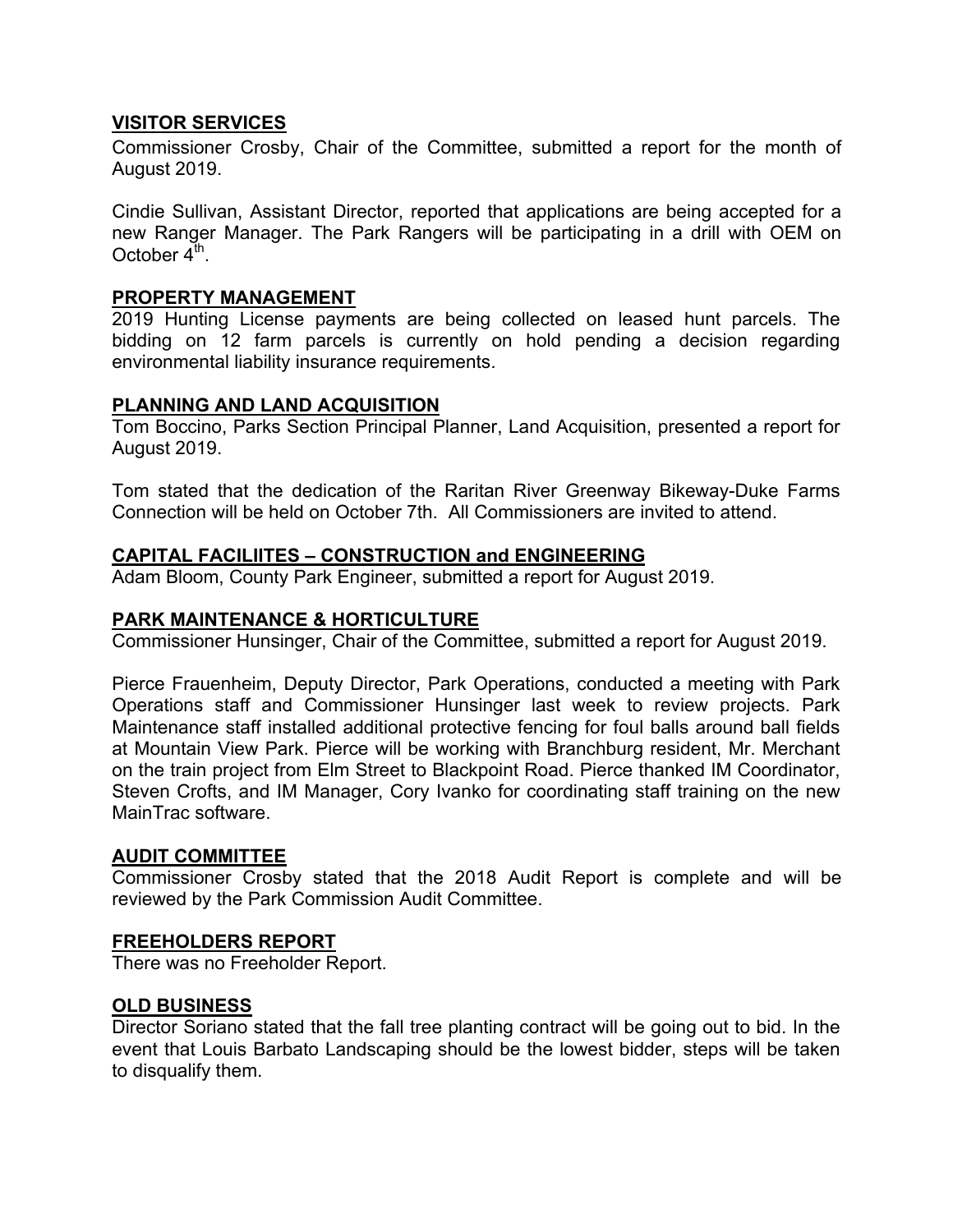## VISITOR SERVICES

Commissioner Crosby, Chair of the Committee, submitted a report for the month of August 2019.

Cindie Sullivan, Assistant Director, reported that applications are being accepted for a new Ranger Manager. The Park Rangers will be participating in a drill with OEM on October 4th.

## PROPERTY MANAGEMENT

2019 Hunting License payments are being collected on leased hunt parcels. The bidding on 12 farm parcels is currently on hold pending a decision regarding environmental liability insurance requirements.

## PLANNING AND LAND ACQUISITION

Tom Boccino, Parks Section Principal Planner, Land Acquisition, presented a report for August 2019.

Tom stated that the dedication of the Raritan River Greenway Bikeway-Duke Farms Connection will be held on October 7th. All Commissioners are invited to attend.

## CAPITAL FACILIITES – CONSTRUCTION and ENGINEERING

Adam Bloom, County Park Engineer, submitted a report for August 2019.

## PARK MAINTENANCE & HORTICULTURE

Commissioner Hunsinger, Chair of the Committee, submitted a report for August 2019.

Pierce Frauenheim, Deputy Director, Park Operations, conducted a meeting with Park Operations staff and Commissioner Hunsinger last week to review projects. Park Maintenance staff installed additional protective fencing for foul balls around ball fields at Mountain View Park. Pierce will be working with Branchburg resident, Mr. Merchant on the train project from Elm Street to Blackpoint Road. Pierce thanked IM Coordinator, Steven Crofts, and IM Manager, Cory Ivanko for coordinating staff training on the new MainTrac software.

## AUDIT COMMITTEE

Commissioner Crosby stated that the 2018 Audit Report is complete and will be reviewed by the Park Commission Audit Committee.

## FREEHOLDERS REPORT

There was no Freeholder Report.

## OLD BUSINESS

Director Soriano stated that the fall tree planting contract will be going out to bid. In the event that Louis Barbato Landscaping should be the lowest bidder, steps will be taken to disqualify them.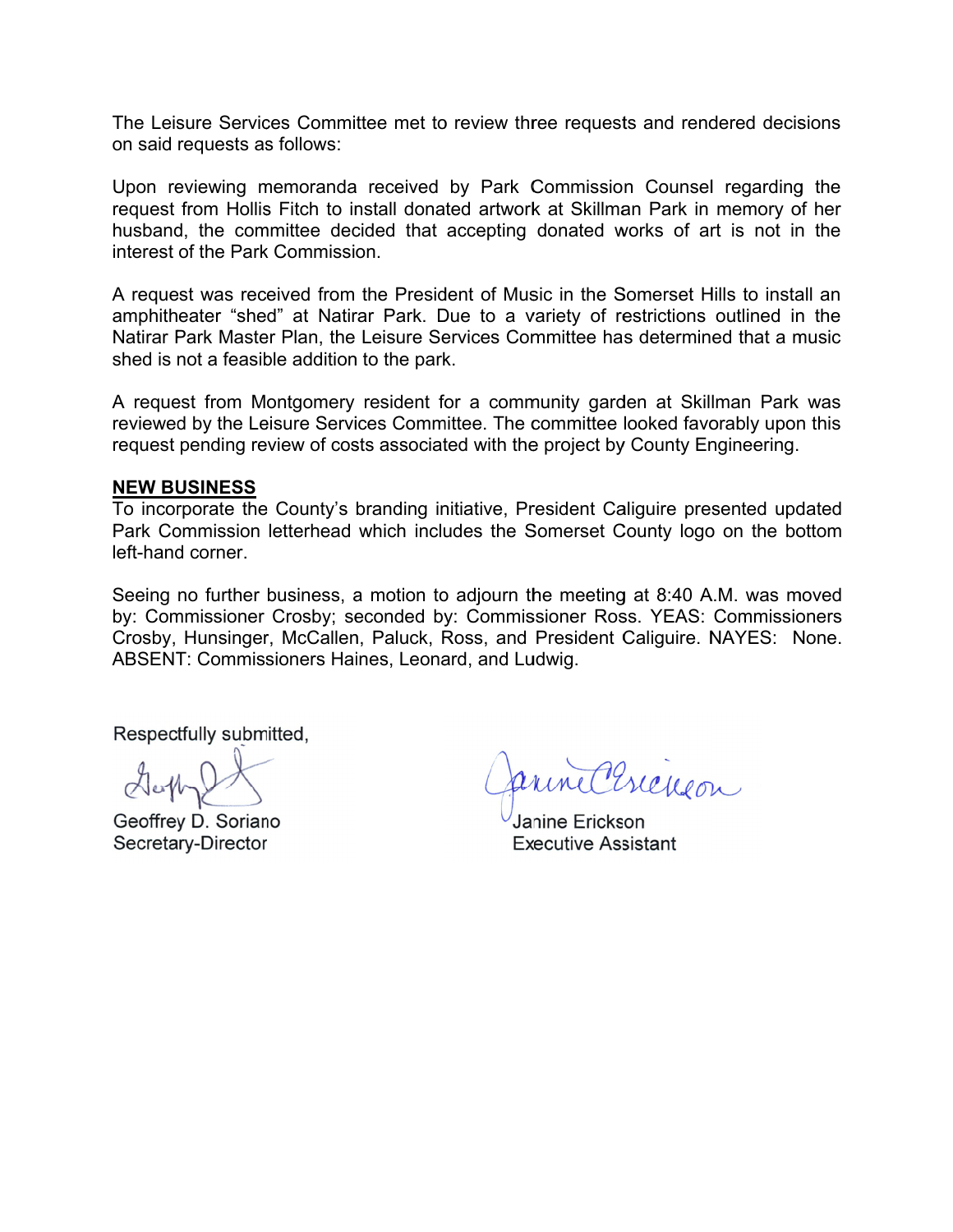The Leisure Services Committee met to review three requests and rendered decisions on said requests as follows:

Upon reviewing memoranda received by Park Commission Counsel regarding the request from Hollis Fitch to install donated artwork at Skillman Park in memory of her husband, the committee decided that accepting donated works of art is not in the interest of the Park Commission.

A request was received from the President of Music in the Somerset Hills to install an amphitheater "shed" at Natirar Park. Due to a variety of restrictions outlined in the Natirar Park Master Plan, the Leisure Services Committee has determined that a music shed is not a feasible addition to the park.

A request from Montgomery resident for a community garden at Skillman Park was reviewed by the Leisure Services Committee. The committee looked favorably upon this request pending review of costs associated with the project by County Engineering.

**NEW BUSINESS**

To incorporate the County's branding initiative, President Caliguire presented updated Park Commission letterhead which includes the Somerset County logo on the bottom left-hand corner.

Seeing no further business, a motion to adjourn the meeting at 8:40 A.M. was moved by: Commissioner Crosby; seconded by: Commissioner Ross. YEAS: Commissioners Crosby, Hunsinger, McCallen, Paluck, Ross, and President Caliguire. NAYES: None. ABSENT: Commissioners Haines, Leonard, and Ludwig.

Respectfully submitted,

Geoffrey D. Soriano
Secretary-Director

Janine Erickson
Executive Assistant